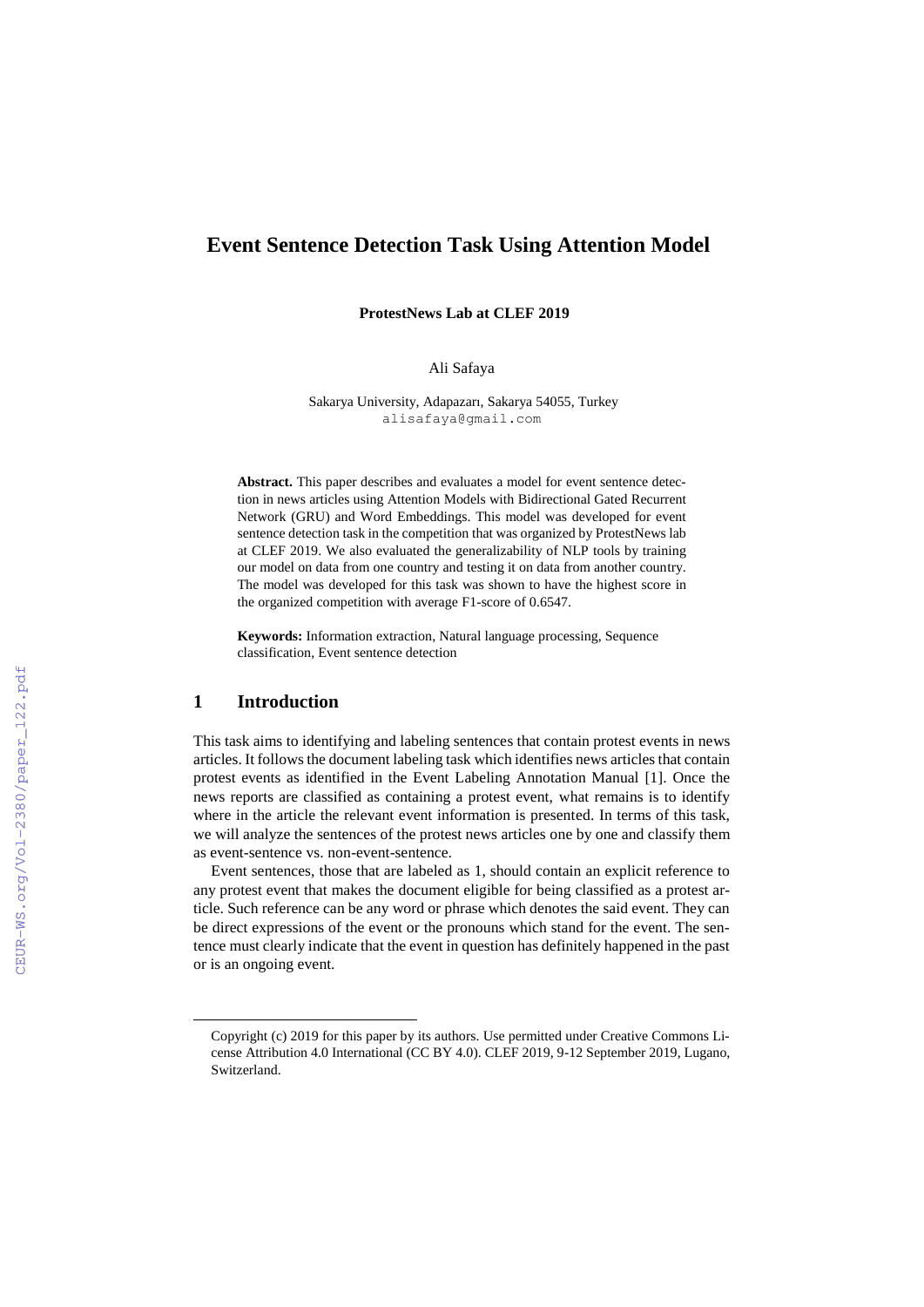# Event Sentence Detection Task Using Attention Model

**ProtestNews Lab at CLEF 2019**

Ali Safaya

Sakarya University, Adapazarı, Sakarya 54055, Turkey
alisafaya@gmail.com

**Abstract.** This paper describes and evaluates a model for event sentence detection in news articles using Attention Models with Bidirectional Gated Recurrent Network (GRU) and Word Embeddings. This model was developed for event sentence detection task in the competition that was organized by ProtestNews lab at CLEF 2019. We also evaluated the generalizability of NLP tools by training our model on data from one country and testing it on data from another country. The model was developed for this task was shown to have the highest score in the organized competition with average F1-score of 0.6547.

**Keywords:** Information extraction, Natural language processing, Sequence classification, Event sentence detection

## 1 Introduction

This task aims to identifying and labeling sentences that contain protest events in news articles. It follows the document labeling task which identifies news articles that contain protest events as identified in the Event Labeling Annotation Manual [1]. Once the news reports are classified as containing a protest event, what remains is to identify where in the article the relevant event information is presented. In terms of this task, we will analyze the sentences of the protest news articles one by one and classify them as event-sentence vs. non-event-sentence.

Event sentences, those that are labeled as 1, should contain an explicit reference to any protest event that makes the document eligible for being classified as a protest article. Such reference can be any word or phrase which denotes the said event. They can be direct expressions of the event or the pronouns which stand for the event. The sentence must clearly indicate that the event in question has definitely happened in the past or is an ongoing event.

Copyright (c) 2019 for this paper by its authors. Use permitted under Creative Commons License Attribution 4.0 International (CC BY 4.0). CLEF 2019, 9-12 September 2019, Lugano, Switzerland.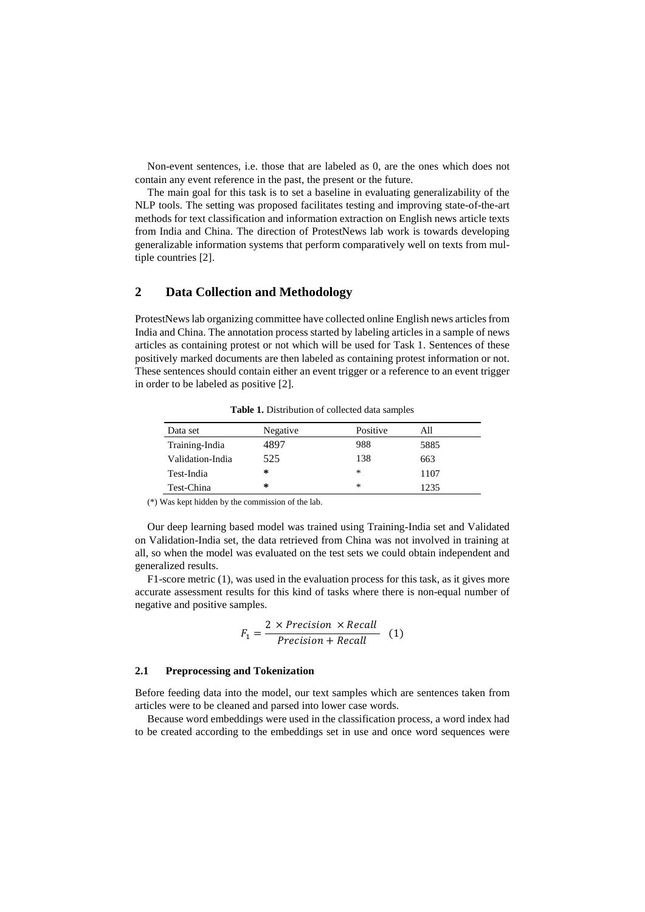Non-event sentences, i.e. those that are labeled as 0, are the ones which does not contain any event reference in the past, the present or the future.

The main goal for this task is to set a baseline in evaluating generalizability of the NLP tools. The setting was proposed facilitates testing and improving state-of-the-art methods for text classification and information extraction on English news article texts from India and China. The direction of ProtestNews lab work is towards developing generalizable information systems that perform comparatively well on texts from multiple countries [2].

## 2 Data Collection and Methodology

ProtestNews lab organizing committee have collected online English news articles from India and China. The annotation process started by labeling articles in a sample of news articles as containing protest or not which will be used for Task 1. Sentences of these positively marked documents are then labeled as containing protest information or not. These sentences should contain either an event trigger or a reference to an event trigger in order to be labeled as positive [2].

**Table 1.** Distribution of collected data samples

| Data set | Negative | Positive | All |
|---|---|---|---|
| Training-India | 4897 | 988 | 5885 |
| Validation-India | 525 | 138 | 663 |
| Test-India | * | * | 1107 |
| Test-China | * | * | 1235 |

(*) Was kept hidden by the commission of the lab.

Our deep learning based model was trained using Training-India set and Validated on Validation-India set, the data retrieved from China was not involved in training at all, so when the model was evaluated on the test sets we could obtain independent and generalized results.

F1-score metric (1), was used in the evaluation process for this task, as it gives more accurate assessment results for this kind of tasks where there is non-equal number of negative and positive samples.

$$F_1 = \frac{2 \times Precision \times Recall}{Precision + Recall} \quad (1)$$

### 2.1 Preprocessing and Tokenization

Before feeding data into the model, our text samples which are sentences taken from articles were to be cleaned and parsed into lower case words.

Because word embeddings were used in the classification process, a word index had to be created according to the embeddings set in use and once word sequences were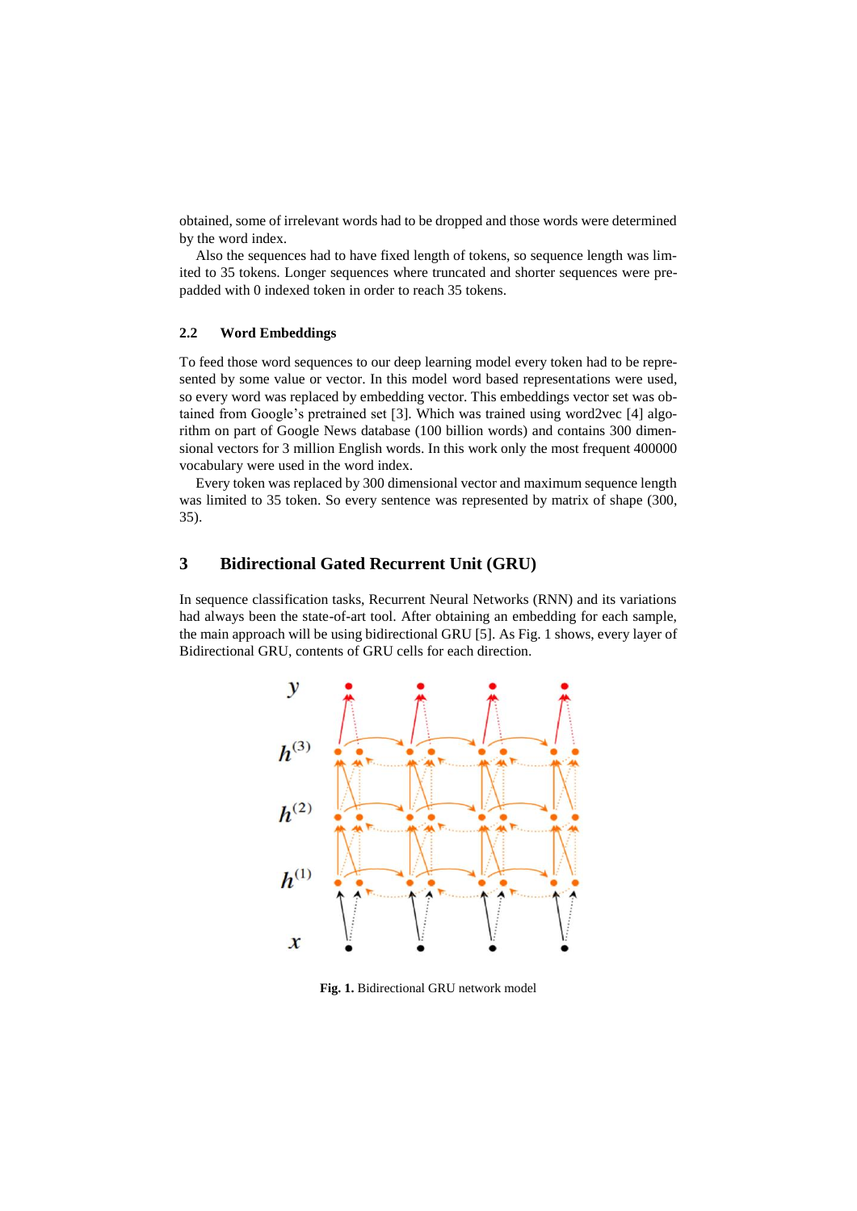obtained, some of irrelevant words had to be dropped and those words were determined by the word index.

Also the sequences had to have fixed length of tokens, so sequence length was limited to 35 tokens. Longer sequences where truncated and shorter sequences were pre-padded with 0 indexed token in order to reach 35 tokens.

### 2.2 Word Embeddings

To feed those word sequences to our deep learning model every token had to be represented by some value or vector. In this model word based representations were used, so every word was replaced by embedding vector. This embeddings vector set was obtained from Google's pretrained set [3]. Which was trained using word2vec [4] algorithm on part of Google News database (100 billion words) and contains 300 dimensional vectors for 3 million English words. In this work only the most frequent 400000 vocabulary were used in the word index.

Every token was replaced by 300 dimensional vector and maximum sequence length was limited to 35 token. So every sentence was represented by matrix of shape (300, 35).

## 3 Bidirectional Gated Recurrent Unit (GRU)

In sequence classification tasks, Recurrent Neural Networks (RNN) and its variations had always been the state-of-art tool. After obtaining an embedding for each sample, the main approach will be using bidirectional GRU [5]. As Fig. 1 shows, every layer of Bidirectional GRU, contents of GRU cells for each direction.

**Fig. 1.** Bidirectional GRU network model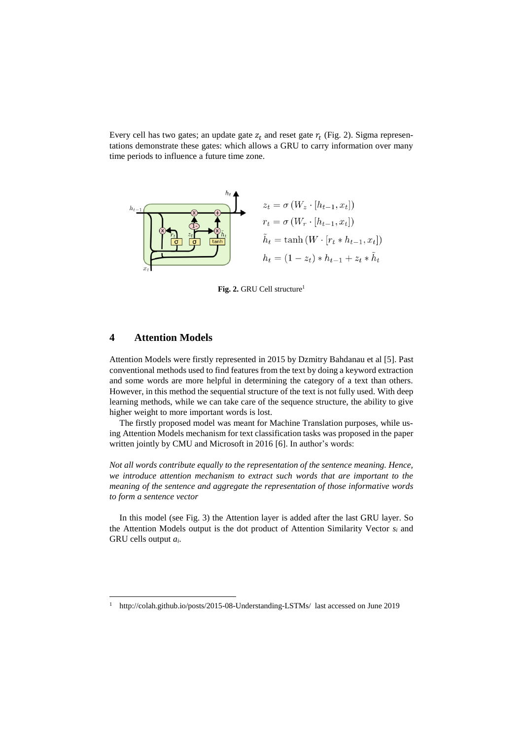Every cell has two gates; an update gate $z_t$ and reset gate $r_t$ (Fig. 2). Sigma representations demonstrate these gates: which allows a GRU to carry information over many time periods to influence a future time zone.

$$z_t = \sigma\left(W_z \cdot [h_{t-1}, x_t]\right)$$
$$r_t = \sigma\left(W_r \cdot [h_{t-1}, x_t]\right)$$
$$\tilde{h}_t = \tanh\left(W \cdot [r_t * h_{t-1}, x_t]\right)$$
$$h_t = (1 - z_t) * h_{t-1} + z_t * \tilde{h}_t$$

**Fig. 2.** GRU Cell structure[1]

## 4 Attention Models

Attention Models were firstly represented in 2015 by Dzmitry Bahdanau et al [5]. Past conventional methods used to find features from the text by doing a keyword extraction and some words are more helpful in determining the category of a text than others. However, in this method the sequential structure of the text is not fully used. With deep learning methods, while we can take care of the sequence structure, the ability to give higher weight to more important words is lost.

The firstly proposed model was meant for Machine Translation purposes, while using Attention Models mechanism for text classification tasks was proposed in the paper written jointly by CMU and Microsoft in 2016 [6]. In author's words:

*Not all words contribute equally to the representation of the sentence meaning. Hence, we introduce attention mechanism to extract such words that are important to the meaning of the sentence and aggregate the representation of those informative words to form a sentence vector*

In this model (see Fig. 3) the Attention layer is added after the last GRU layer. So the Attention Models output is the dot product of Attention Similarity Vector $s_i$ and GRU cells output $a_i$.

[1] http://colah.github.io/posts/2015-08-Understanding-LSTMs/ last accessed on June 2019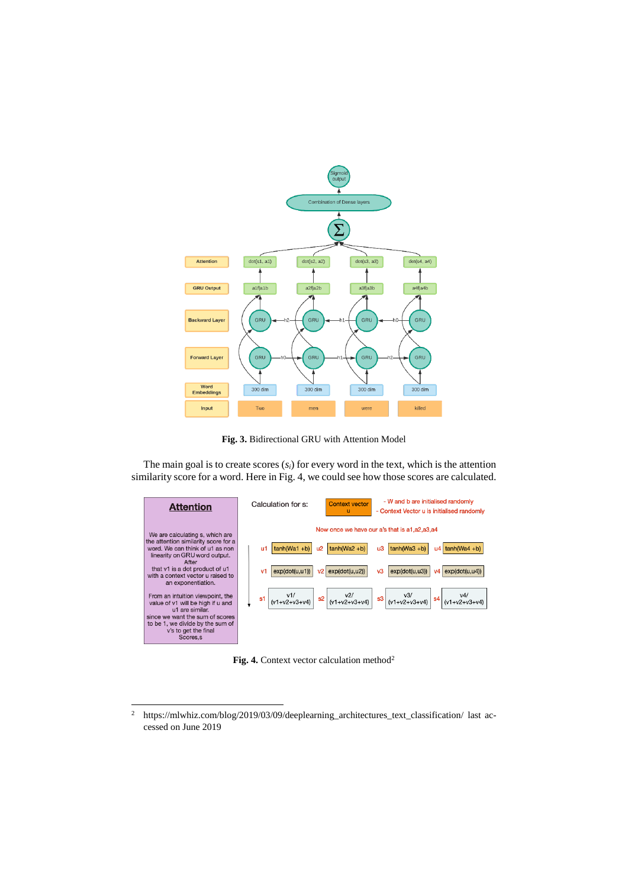**Fig. 3.** Bidirectional GRU with Attention Model

The main goal is to create scores ($s_i$) for every word in the text, which is the attention similarity score for a word. Here in Fig. 4, we could see how those scores are calculated.

**Fig. 4.** Context vector calculation method[2]

---

[2] https://mlwhiz.com/blog/2019/03/09/deeplearning_architectures_text_classification/ last accessed on June 2019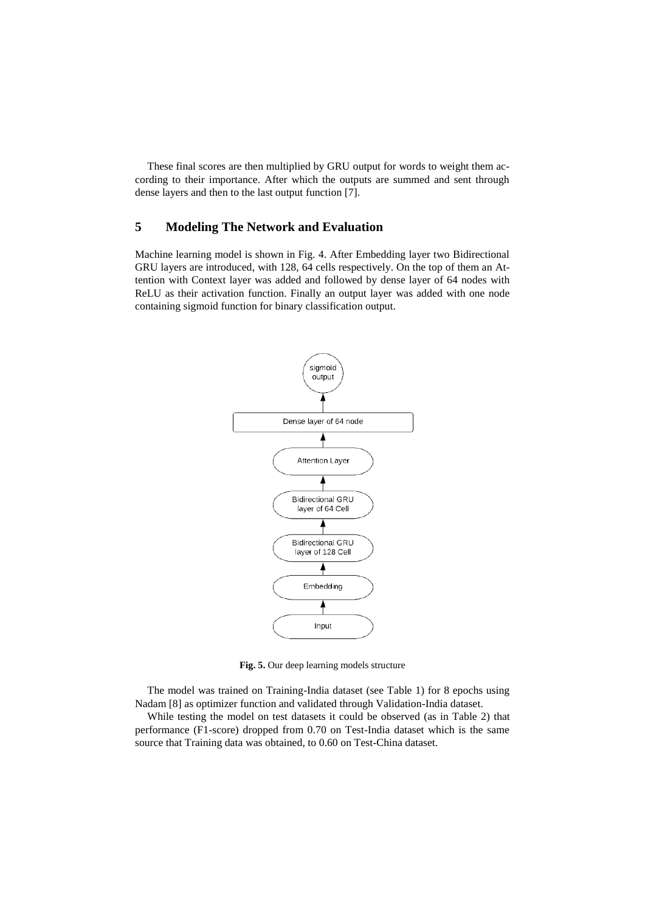These final scores are then multiplied by GRU output for words to weight them according to their importance. After which the outputs are summed and sent through dense layers and then to the last output function [7].

## 5 Modeling The Network and Evaluation

Machine learning model is shown in Fig. 4. After Embedding layer two Bidirectional GRU layers are introduced, with 128, 64 cells respectively. On the top of them an Attention with Context layer was added and followed by dense layer of 64 nodes with ReLU as their activation function. Finally an output layer was added with one node containing sigmoid function for binary classification output.

**Fig. 5.** Our deep learning models structure

The model was trained on Training-India dataset (see Table 1) for 8 epochs using Nadam [8] as optimizer function and validated through Validation-India dataset.

While testing the model on test datasets it could be observed (as in Table 2) that performance (F1-score) dropped from 0.70 on Test-India dataset which is the same source that Training data was obtained, to 0.60 on Test-China dataset.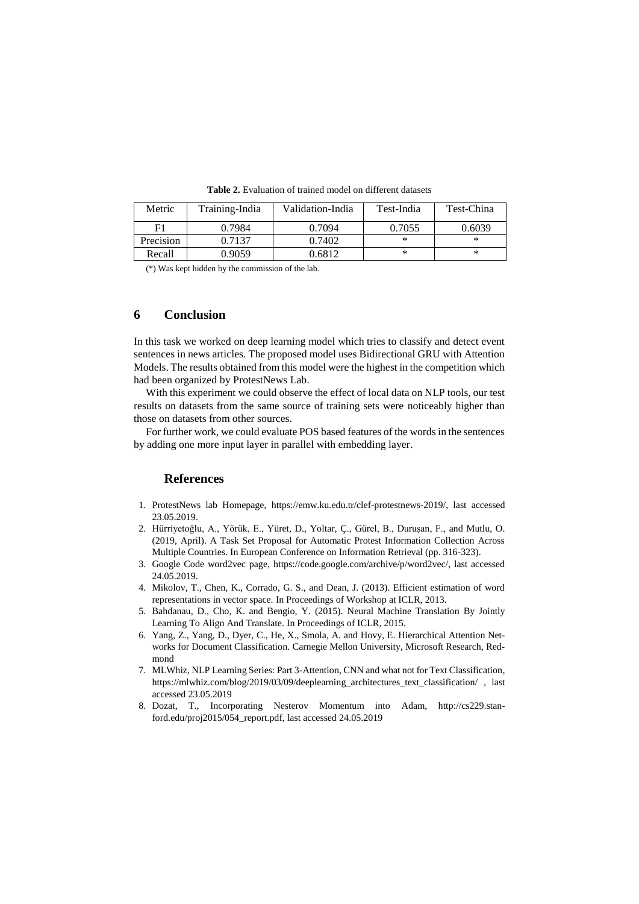**Table 2.** Evaluation of trained model on different datasets

| Metric | Training-India | Validation-India | Test-India | Test-China |
|---|---|---|---|---|
| F1 | 0.7984 | 0.7094 | 0.7055 | 0.6039 |
| Precision | 0.7137 | 0.7402 | * | * |
| Recall | 0.9059 | 0.6812 | * | * |

(*) Was kept hidden by the commission of the lab.

## 6 Conclusion

In this task we worked on deep learning model which tries to classify and detect event sentences in news articles. The proposed model uses Bidirectional GRU with Attention Models. The results obtained from this model were the highest in the competition which had been organized by ProtestNews Lab.

With this experiment we could observe the effect of local data on NLP tools, our test results on datasets from the same source of training sets were noticeably higher than those on datasets from other sources.

For further work, we could evaluate POS based features of the words in the sentences by adding one more input layer in parallel with embedding layer.

## References

1. ProtestNews lab Homepage, https://emw.ku.edu.tr/clef-protestnews-2019/, last accessed 23.05.2019.
2. Hürriyetoğlu, A., Yörük, E., Yüret, D., Yoltar, Ç., Gürel, B., Duruşan, F., and Mutlu, O. (2019, April). A Task Set Proposal for Automatic Protest Information Collection Across Multiple Countries. In European Conference on Information Retrieval (pp. 316-323).
3. Google Code word2vec page, https://code.google.com/archive/p/word2vec/, last accessed 24.05.2019.
4. Mikolov, T., Chen, K., Corrado, G. S., and Dean, J. (2013). Efficient estimation of word representations in vector space. In Proceedings of Workshop at ICLR, 2013.
5. Bahdanau, D., Cho, K. and Bengio, Y. (2015). Neural Machine Translation By Jointly Learning To Align And Translate. In Proceedings of ICLR, 2015.
6. Yang, Z., Yang, D., Dyer, C., He, X., Smola, A. and Hovy, E. Hierarchical Attention Networks for Document Classification. Carnegie Mellon University, Microsoft Research, Redmond
7. MLWhiz, NLP Learning Series: Part 3-Attention, CNN and what not for Text Classification, https://mlwhiz.com/blog/2019/03/09/deeplearning_architectures_text_classification/ , last accessed 23.05.2019
8. Dozat, T., Incorporating Nesterov Momentum into Adam, http://cs229.stanford.edu/proj2015/054_report.pdf, last accessed 24.05.2019